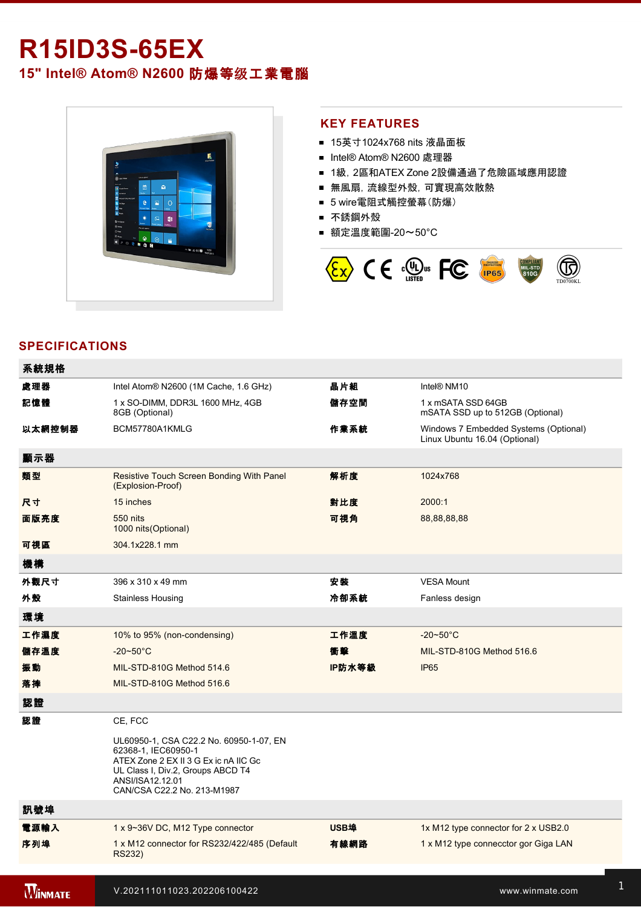# R15ID3S-65EX

## 15" Intel® Atom® N2600 防爆等级工業電腦

## KEY FEATURES

- 15英寸1024x768 nits 液晶面板
- Intel® Atom® N2600 處理器
- 1級，2區和ATEX Zone 2設備通過了危險區域應用認證
- 無風扇，流線型外殼，可實現高效散熱
- 5 wire電阻式觸控螢幕（防爆）
- 不銹鋼外殼
- 額定溫度範圍-20～50°C

## SPECIFICATIONS

| 系統規格 | | | |
|---|---|---|---|
| **處理器** | Intel Atom® N2600 (1M Cache, 1.6 GHz) | **晶片組** | Intel® NM10 |
| **記憶體** | 1 x SO-DIMM, DDR3L 1600 MHz, 4GB<br>8GB (Optional) | **儲存空間** | 1 x mSATA SSD 64GB<br>mSATA SSD up to 512GB (Optional) |
| **以太網控制器** | BCM57780A1KMLG | **作業系統** | Windows 7 Embedded Systems (Optional)<br>Linux Ubuntu 16.04 (Optional) |
| **顯示器** | | | |
| **類型** | Resistive Touch Screen Bonding With Panel (Explosion-Proof) | **解析度** | 1024x768 |
| **尺寸** | 15 inches | **對比度** | 2000:1 |
| **面版亮度** | 550 nits<br>1000 nits(Optional) | **可視角** | 88,88,88,88 |
| **可視區** | 304.1x228.1 mm | | |
| **機構** | | | |
| **外觀尺寸** | 396 x 310 x 49 mm | **安裝** | VESA Mount |
| **外殼** | Stainless Housing | **冷卻系統** | Fanless design |
| **環境** | | | |
| **工作濕度** | 10% to 95% (non-condensing) | **工作溫度** | -20~50°C |
| **儲存溫度** | -20~50°C | **衝擊** | MIL-STD-810G Method 516.6 |
| **振動** | MIL-STD-810G Method 514.6 | **IP防水等級** | IP65 |
| **落摔** | MIL-STD-810G Method 516.6 | | |
| **認證** | | | |
| **認證** | CE, FCC<br><br>UL60950-1, CSA C22.2 No. 60950-1-07, EN 62368-1, IEC60950-1<br>ATEX Zone 2 EX II 3 G Ex ic nA IIC Gc<br>UL Class I, Div.2, Groups ABCD T4<br>ANSI/ISA12.12.01<br>CAN/CSA C22.2 No. 213-M1987 | | |
| **訊號埠** | | | |
| **電源輸入** | 1 x 9~36V DC, M12 Type connector | **USB埠** | 1x M12 type connector for 2 x USB2.0 |
| **序列埠** | 1 x M12 connector for RS232/422/485 (Default RS232) | **有線網路** | 1 x M12 type connecctor gor Giga LAN |

V.202111011023.202206100422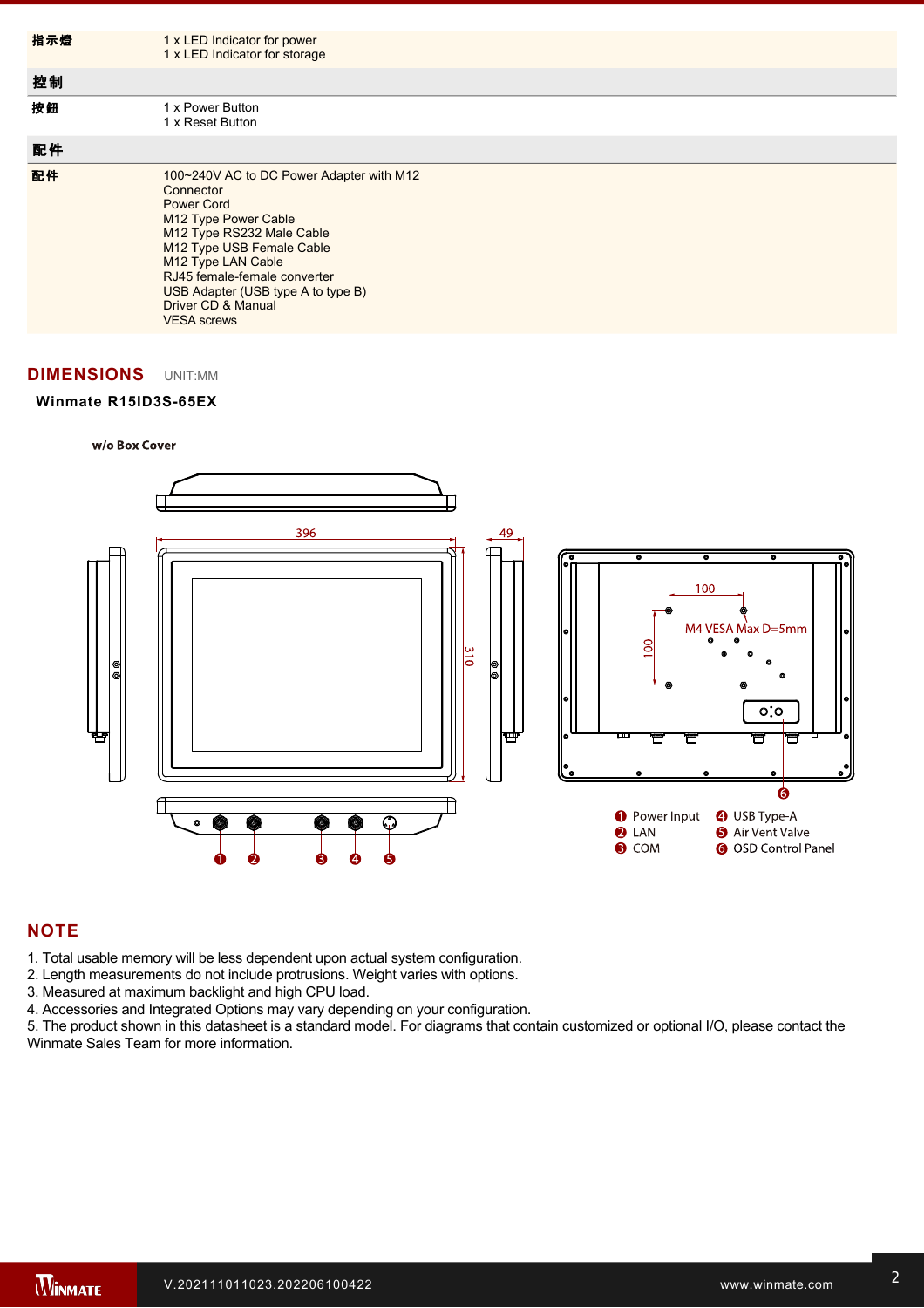| | |
|---|---|
| 指示燈 | 1 x LED Indicator for power<br>1 x LED Indicator for storage |
| **控制** | |
| 按鈕 | 1 x Power Button<br>1 x Reset Button |
| **配件** | |
| 配件 | 100~240V AC to DC Power Adapter with M12 Connector<br>Power Cord<br>M12 Type Power Cable<br>M12 Type RS232 Male Cable<br>M12 Type USB Female Cable<br>M12 Type LAN Cable<br>RJ45 female-female converter<br>USB Adapter (USB type A to type B)<br>Driver CD & Manual<br>VESA screws |

## DIMENSIONS UNIT:MM

**Winmate R15ID3S-65EX**

**w/o Box Cover**

396

49

310

100

100

M4 VESA Max D=5mm

❶ Power Input
❷ LAN
❸ COM
❹ USB Type-A
❺ Air Vent Valve
❻ OSD Control Panel

## NOTE

1. Total usable memory will be less dependent upon actual system configuration.
2. Length measurements do not include protrusions. Weight varies with options.
3. Measured at maximum backlight and high CPU load.
4. Accessories and Integrated Options may vary depending on your configuration.
5. The product shown in this datasheet is a standard model. For diagrams that contain customized or optional I/O, please contact the Winmate Sales Team for more information.